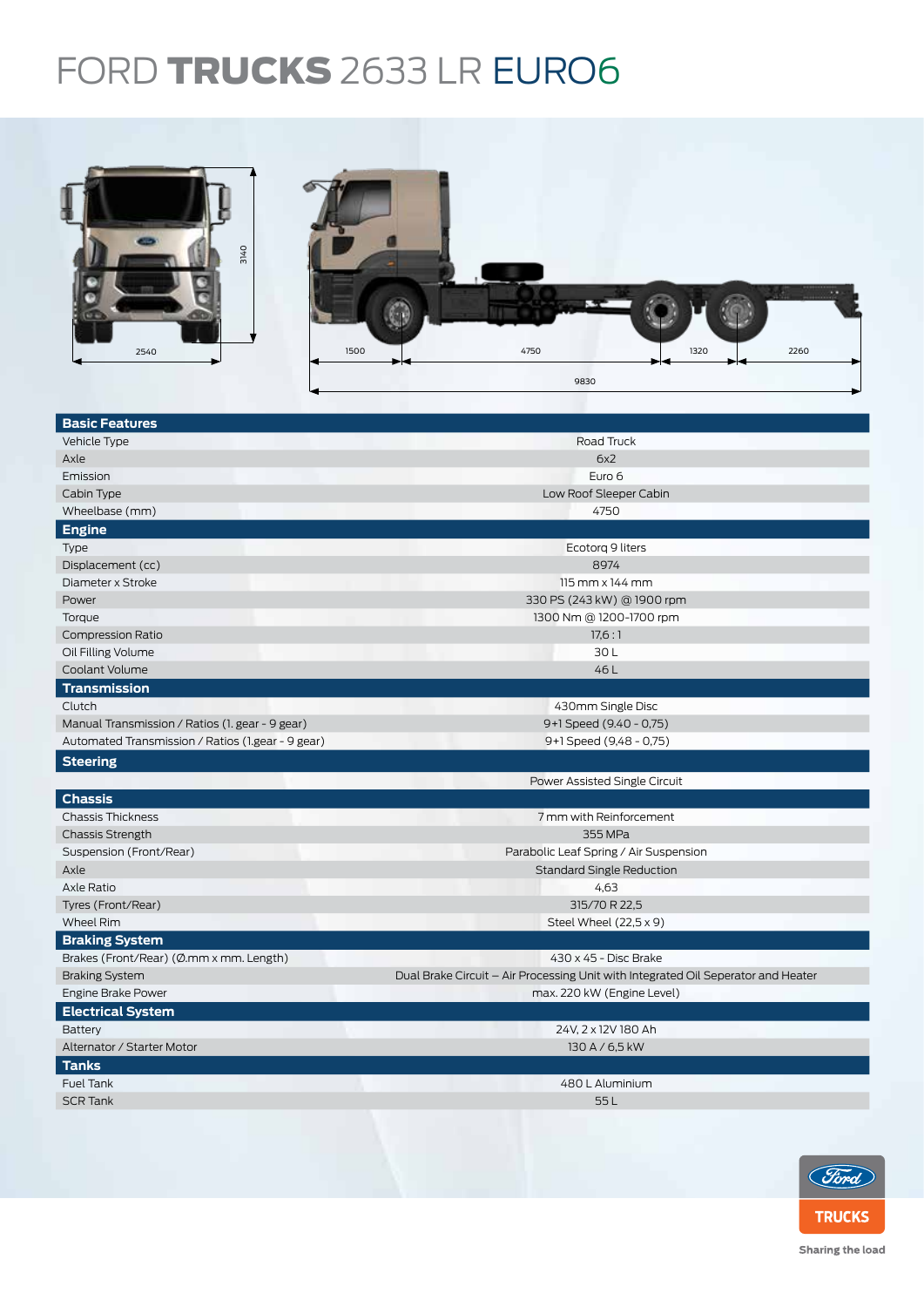# FORD TRUCKS 2633 LR EURO6

3140

2540

1500 4750 1320 2260

9830

| Basic Features | |
|---|---|
| Vehicle Type | Road Truck |
| Axle | 6x2 |
| Emission | Euro 6 |
| Cabin Type | Low Roof Sleeper Cabin |
| Wheelbase (mm) | 4750 |
| **Engine** | |
| Type | Ecotorq 9 liters |
| Displacement (cc) | 8974 |
| Diameter x Stroke | 115 mm x 144 mm |
| Power | 330 PS (243 kW) @ 1900 rpm |
| Torque | 1300 Nm @ 1200-1700 rpm |
| Compression Ratio | 17,6 : 1 |
| Oil Filling Volume | 30 L |
| Coolant Volume | 46 L |
| **Transmission** | |
| Clutch | 430mm Single Disc |
| Manual Transmission / Ratios (1. gear - 9 gear) | 9+1 Speed (9.40 - 0,75) |
| Automated Transmission / Ratios (1.gear - 9 gear) | 9+1 Speed (9,48 - 0,75) |
| **Steering** | |
| | Power Assisted Single Circuit |
| **Chassis** | |
| Chassis Thickness | 7 mm with Reinforcement |
| Chassis Strength | 355 MPa |
| Suspension (Front/Rear) | Parabolic Leaf Spring / Air Suspension |
| Axle | Standard Single Reduction |
| Axle Ratio | 4,63 |
| Tyres (Front/Rear) | 315/70 R 22,5 |
| Wheel Rim | Steel Wheel (22,5 x 9) |
| **Braking System** | |
| Brakes (Front/Rear) (Ø.mm x mm. Length) | 430 x 45 - Disc Brake |
| Braking System | Dual Brake Circuit – Air Processing Unit with Integrated Oil Seperator and Heater |
| Engine Brake Power | max. 220 kW (Engine Level) |
| **Electrical System** | |
| Battery | 24V, 2 x 12V 180 Ah |
| Alternator / Starter Motor | 130 A / 6,5 kW |
| **Tanks** | |
| Fuel Tank | 480 L Aluminium |
| SCR Tank | 55 L |

Ford TRUCKS

Sharing the load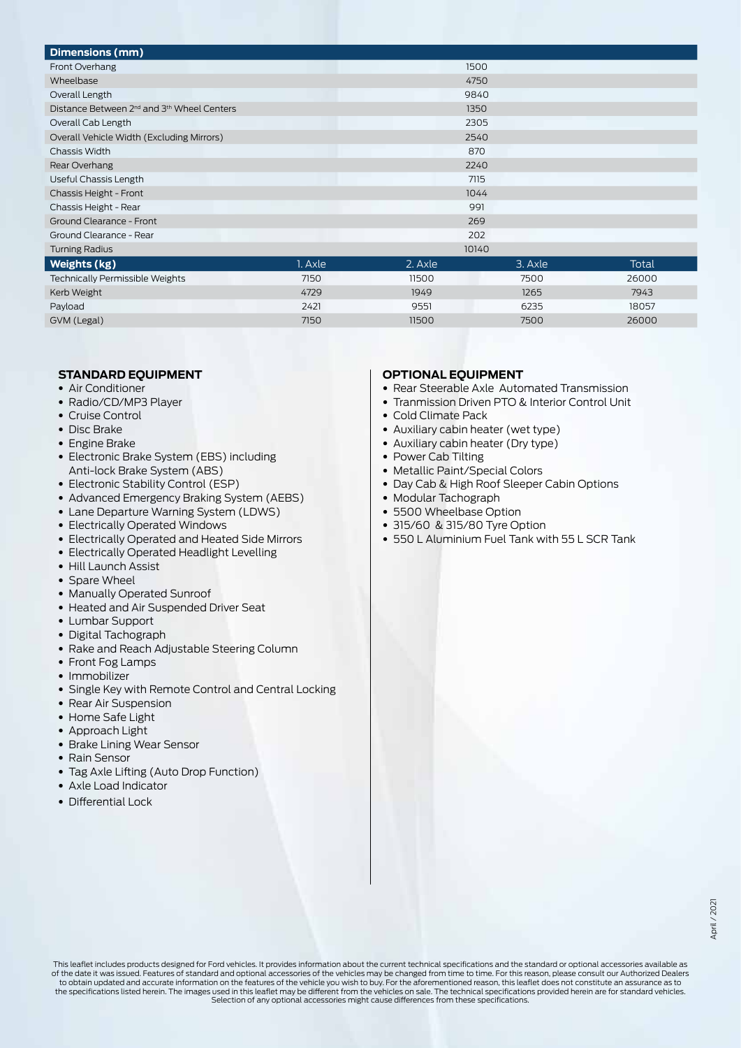| Dimensions (mm) | | | | |
|---|---|---|---|---|
| Front Overhang | 1500 | | | |
| Wheelbase | 4750 | | | |
| Overall Length | 9840 | | | |
| Distance Between 2nd and 3th Wheel Centers | 1350 | | | |
| Overall Cab Length | 2305 | | | |
| Overall Vehicle Width (Excluding Mirrors) | 2540 | | | |
| Chassis Width | 870 | | | |
| Rear Overhang | 2240 | | | |
| Useful Chassis Length | 7115 | | | |
| Chassis Height - Front | 1044 | | | |
| Chassis Height - Rear | 991 | | | |
| Ground Clearance - Front | 269 | | | |
| Ground Clearance - Rear | 202 | | | |
| Turning Radius | 10140 | | | |
| **Weights (kg)** | **1. Axle** | **2. Axle** | **3. Axle** | **Total** |
| Technically Permissible Weights | 7150 | 11500 | 7500 | 26000 |
| Kerb Weight | 4729 | 1949 | 1265 | 7943 |
| Payload | 2421 | 9551 | 6235 | 18057 |
| GVM (Legal) | 7150 | 11500 | 7500 | 26000 |

## STANDARD EQUIPMENT

- Air Conditioner
- Radio/CD/MP3 Player
- Cruise Control
- Disc Brake
- Engine Brake
- Electronic Brake System (EBS) including Anti-lock Brake System (ABS)
- Electronic Stability Control (ESP)
- Advanced Emergency Braking System (AEBS)
- Lane Departure Warning System (LDWS)
- Electrically Operated Windows
- Electrically Operated and Heated Side Mirrors
- Electrically Operated Headlight Levelling
- Hill Launch Assist
- Spare Wheel
- Manually Operated Sunroof
- Heated and Air Suspended Driver Seat
- Lumbar Support
- Digital Tachograph
- Rake and Reach Adjustable Steering Column
- Front Fog Lamps
- Immobilizer
- Single Key with Remote Control and Central Locking
- Rear Air Suspension
- Home Safe Light
- Approach Light
- Brake Lining Wear Sensor
- Rain Sensor
- Tag Axle Lifting (Auto Drop Function)
- Axle Load Indicator
- Differential Lock

## OPTIONAL EQUIPMENT

- Rear Steerable Axle Automated Transmission
- Tranmission Driven PTO & Interior Control Unit
- Cold Climate Pack
- Auxiliary cabin heater (wet type)
- Auxiliary cabin heater (Dry type)
- Power Cab Tilting
- Metallic Paint/Special Colors
- Day Cab & High Roof Sleeper Cabin Options
- Modular Tachograph
- 5500 Wheelbase Option
- 315/60 & 315/80 Tyre Option
- 550 L Aluminium Fuel Tank with 55 L SCR Tank

April / 2021

This leaflet includes products designed for Ford vehicles. It provides information about the current technical specifications and the standard or optional accessories available as of the date it was issued. Features of standard and optional accessories of the vehicles may be changed from time to time. For this reason, please consult our Authorized Dealers to obtain updated and accurate information on the features of the vehicle you wish to buy. For the aforementioned reason, this leaflet does not constitute an assurance as to the specifications listed herein. The images used in this leaflet may be different from the vehicles on sale. The technical specifications provided herein are for standard vehicles. Selection of any optional accessories might cause differences from these specifications.